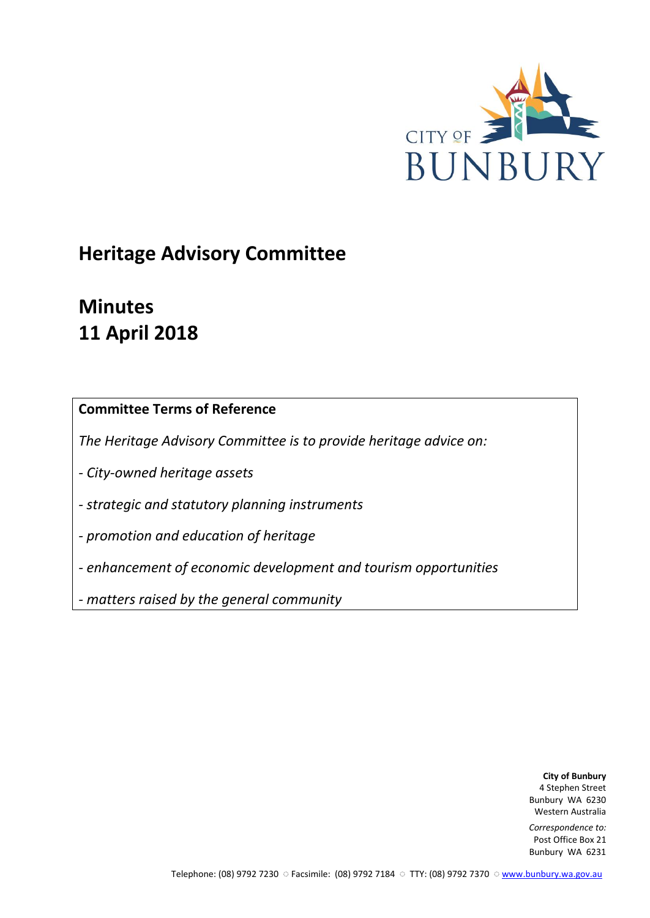CITY OF BUNBURY

# Heritage Advisory Committee

# Minutes
# 11 April 2018

**Committee Terms of Reference**

*The Heritage Advisory Committee is to provide heritage advice on:*

*- City-owned heritage assets*

*- strategic and statutory planning instruments*

*- promotion and education of heritage*

*- enhancement of economic development and tourism opportunities*

*- matters raised by the general community*

**City of Bunbury**
4 Stephen Street
Bunbury WA 6230
Western Australia

*Correspondence to:*
Post Office Box 21
Bunbury WA 6231

Telephone: (08) 9792 7230 ○ Facsimile: (08) 9792 7184 ○ TTY: (08) 9792 7370 ○ www.bunbury.wa.gov.au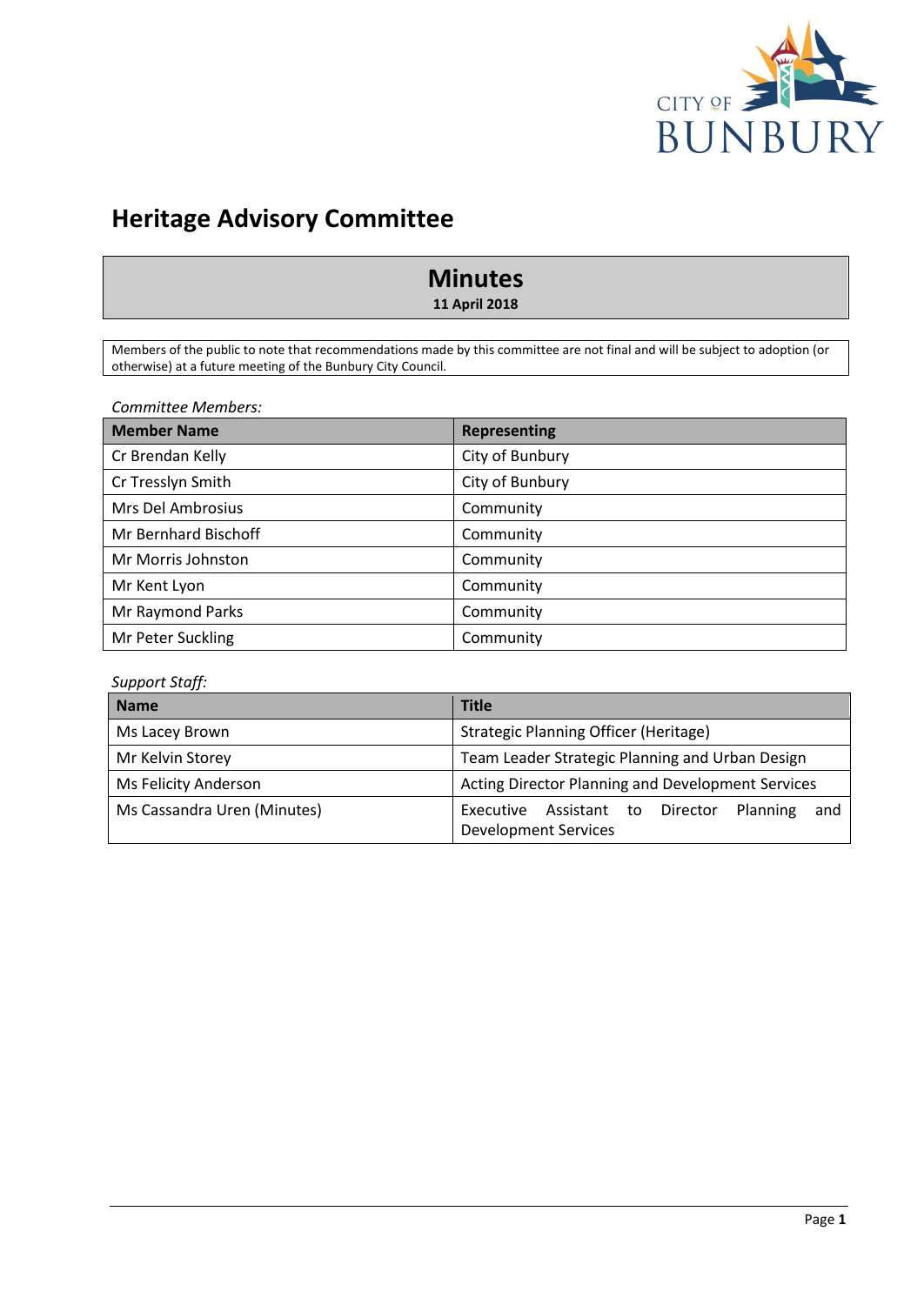# Heritage Advisory Committee

## Minutes

**11 April 2018**

Members of the public to note that recommendations made by this committee are not final and will be subject to adoption (or otherwise) at a future meeting of the Bunbury City Council.

*Committee Members:*

| Member Name | Representing |
|---|---|
| Cr Brendan Kelly | City of Bunbury |
| Cr Tresslyn Smith | City of Bunbury |
| Mrs Del Ambrosius | Community |
| Mr Bernhard Bischoff | Community |
| Mr Morris Johnston | Community |
| Mr Kent Lyon | Community |
| Mr Raymond Parks | Community |
| Mr Peter Suckling | Community |

*Support Staff:*

| Name | Title |
|---|---|
| Ms Lacey Brown | Strategic Planning Officer (Heritage) |
| Mr Kelvin Storey | Team Leader Strategic Planning and Urban Design |
| Ms Felicity Anderson | Acting Director Planning and Development Services |
| Ms Cassandra Uren (Minutes) | Executive Assistant to Director Planning and Development Services |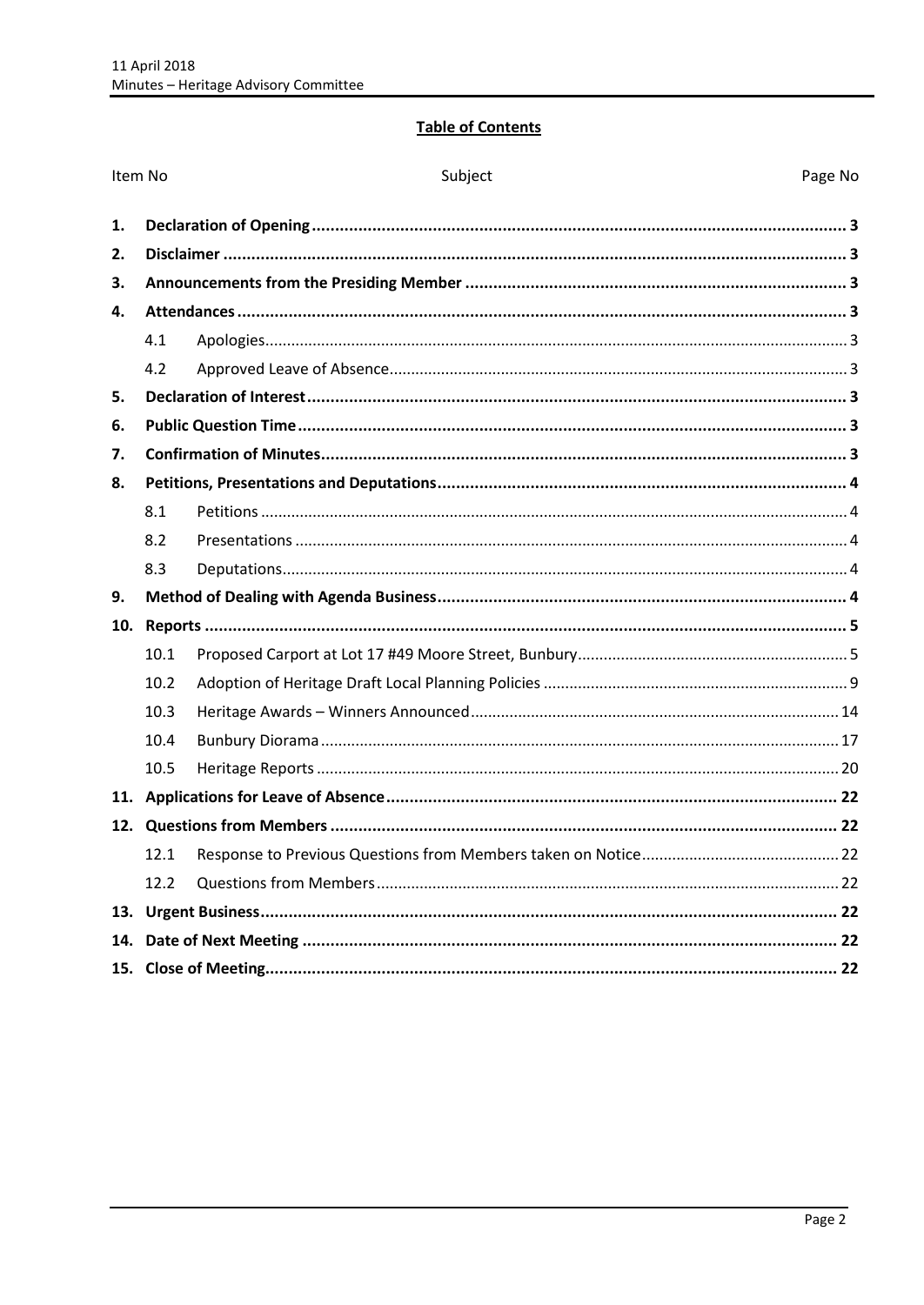**Table of Contents**

| Item No | | Subject | Page No |
|---|---|---|---|
| **1.** | **Declaration of Opening** | | **3** |
| **2.** | **Disclaimer** | | **3** |
| **3.** | **Announcements from the Presiding Member** | | **3** |
| **4.** | **Attendances** | | **3** |
| | 4.1 | Apologies | 3 |
| | 4.2 | Approved Leave of Absence | 3 |
| **5.** | **Declaration of Interest** | | **3** |
| **6.** | **Public Question Time** | | **3** |
| **7.** | **Confirmation of Minutes** | | **3** |
| **8.** | **Petitions, Presentations and Deputations** | | **4** |
| | 8.1 | Petitions | 4 |
| | 8.2 | Presentations | 4 |
| | 8.3 | Deputations | 4 |
| **9.** | **Method of Dealing with Agenda Business** | | **4** |
| **10.** | **Reports** | | **5** |
| | 10.1 | Proposed Carport at Lot 17 #49 Moore Street, Bunbury | 5 |
| | 10.2 | Adoption of Heritage Draft Local Planning Policies | 9 |
| | 10.3 | Heritage Awards – Winners Announced | 14 |
| | 10.4 | Bunbury Diorama | 17 |
| | 10.5 | Heritage Reports | 20 |
| **11.** | **Applications for Leave of Absence** | | **22** |
| **12.** | **Questions from Members** | | **22** |
| | 12.1 | Response to Previous Questions from Members taken on Notice | 22 |
| | 12.2 | Questions from Members | 22 |
| **13.** | **Urgent Business** | | **22** |
| **14.** | **Date of Next Meeting** | | **22** |
| **15.** | **Close of Meeting** | | **22** |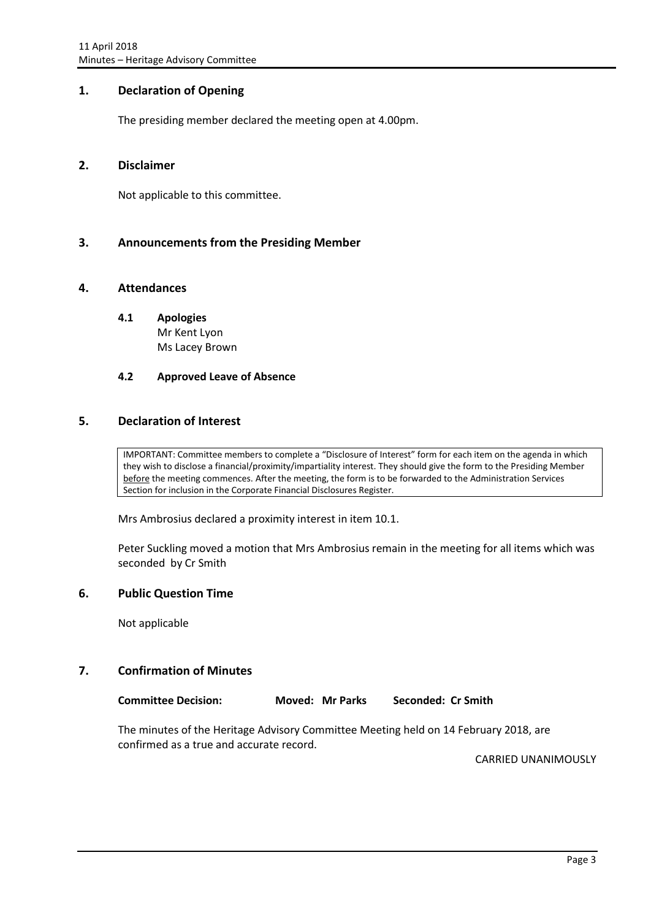## 1. Declaration of Opening

The presiding member declared the meeting open at 4.00pm.

## 2. Disclaimer

Not applicable to this committee.

## 3. Announcements from the Presiding Member

## 4. Attendances

### 4.1 Apologies

Mr Kent Lyon
Ms Lacey Brown

### 4.2 Approved Leave of Absence

## 5. Declaration of Interest

| |
|---|
| IMPORTANT: Committee members to complete a "Disclosure of Interest" form for each item on the agenda in which they wish to disclose a financial/proximity/impartiality interest. They should give the form to the Presiding Member before the meeting commences. After the meeting, the form is to be forwarded to the Administration Services Section for inclusion in the Corporate Financial Disclosures Register. |

Mrs Ambrosius declared a proximity interest in item 10.1.

Peter Suckling moved a motion that Mrs Ambrosius remain in the meeting for all items which was seconded by Cr Smith

## 6. Public Question Time

Not applicable

## 7. Confirmation of Minutes

**Committee Decision: Moved: Mr Parks Seconded: Cr Smith**

The minutes of the Heritage Advisory Committee Meeting held on 14 February 2018, are confirmed as a true and accurate record.

CARRIED UNANIMOUSLY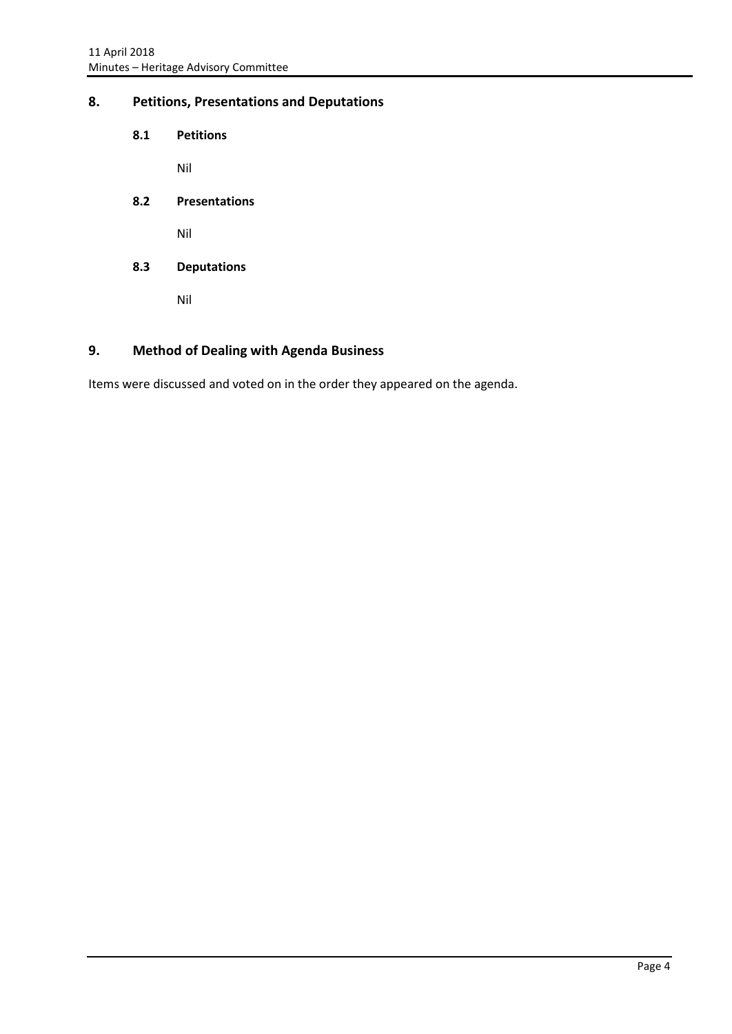## 8. Petitions, Presentations and Deputations

### 8.1 Petitions

Nil

### 8.2 Presentations

Nil

### 8.3 Deputations

Nil

## 9. Method of Dealing with Agenda Business

Items were discussed and voted on in the order they appeared on the agenda.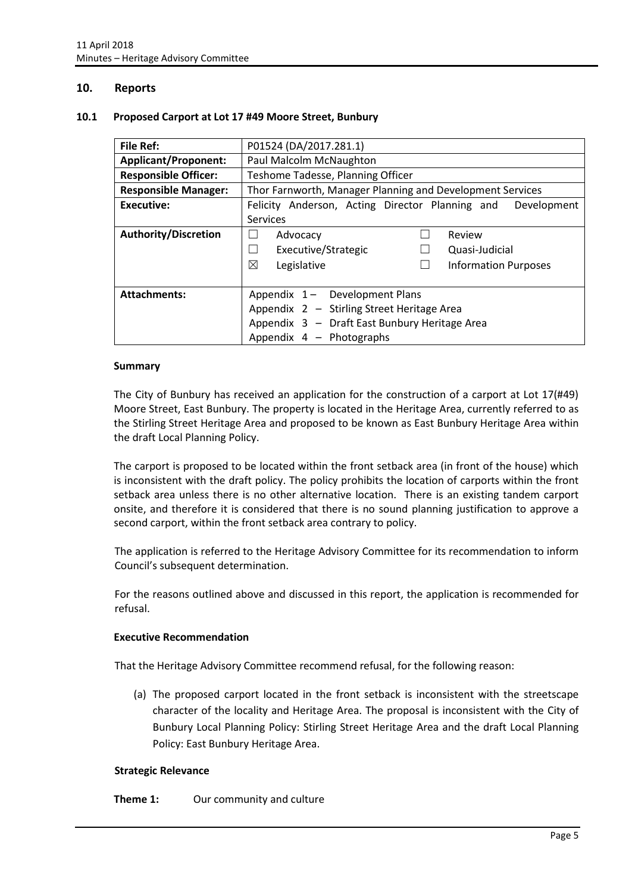## 10. Reports

### 10.1 Proposed Carport at Lot 17 #49 Moore Street, Bunbury

| | |
|---|---|
| **File Ref:** | P01524 (DA/2017.281.1) |
| **Applicant/Proponent:** | Paul Malcolm McNaughton |
| **Responsible Officer:** | Teshome Tadesse, Planning Officer |
| **Responsible Manager:** | Thor Farnworth, Manager Planning and Development Services |
| **Executive:** | Felicity Anderson, Acting Director Planning and Development Services |
| **Authority/Discretion** | ☐ Advocacy<br>☐ Executive/Strategic<br>☒ Legislative<br>☐ Review<br>☐ Quasi-Judicial<br>☐ Information Purposes |
| **Attachments:** | Appendix 1 – Development Plans<br>Appendix 2 – Stirling Street Heritage Area<br>Appendix 3 – Draft East Bunbury Heritage Area<br>Appendix 4 – Photographs |

**Summary**

The City of Bunbury has received an application for the construction of a carport at Lot 17(#49) Moore Street, East Bunbury. The property is located in the Heritage Area, currently referred to as the Stirling Street Heritage Area and proposed to be known as East Bunbury Heritage Area within the draft Local Planning Policy.

The carport is proposed to be located within the front setback area (in front of the house) which is inconsistent with the draft policy. The policy prohibits the location of carports within the front setback area unless there is no other alternative location. There is an existing tandem carport onsite, and therefore it is considered that there is no sound planning justification to approve a second carport, within the front setback area contrary to policy.

The application is referred to the Heritage Advisory Committee for its recommendation to inform Council's subsequent determination.

For the reasons outlined above and discussed in this report, the application is recommended for refusal.

**Executive Recommendation**

That the Heritage Advisory Committee recommend refusal, for the following reason:

(a) The proposed carport located in the front setback is inconsistent with the streetscape character of the locality and Heritage Area. The proposal is inconsistent with the City of Bunbury Local Planning Policy: Stirling Street Heritage Area and the draft Local Planning Policy: East Bunbury Heritage Area.

**Strategic Relevance**

**Theme 1:** Our community and culture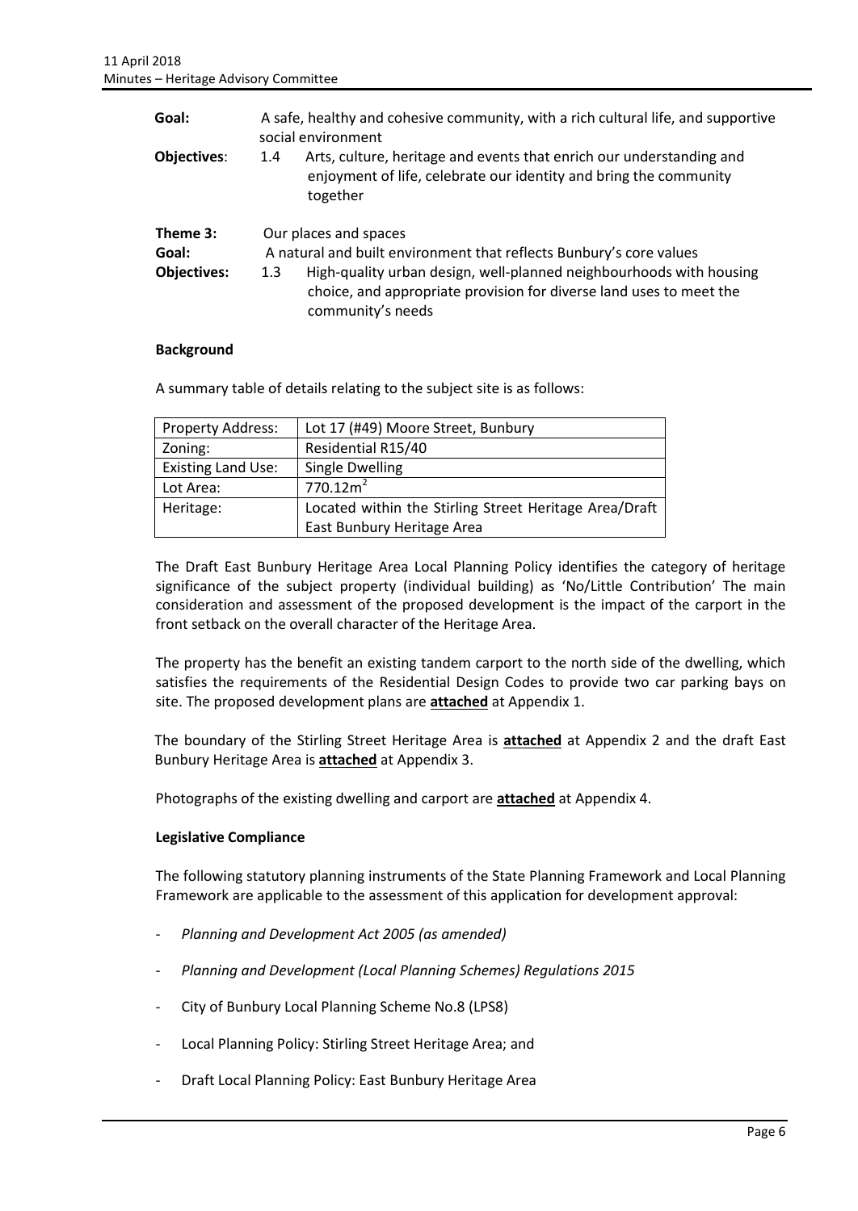| | |
|---|---|
| **Goal:** | A safe, healthy and cohesive community, with a rich cultural life, and supportive social environment |
| **Objectives**: | 1.4 Arts, culture, heritage and events that enrich our understanding and enjoyment of life, celebrate our identity and bring the community together |
| **Theme 3:** | Our places and spaces |
| **Goal:** | A natural and built environment that reflects Bunbury's core values |
| **Objectives:** | 1.3 High-quality urban design, well-planned neighbourhoods with housing choice, and appropriate provision for diverse land uses to meet the community's needs |

**Background**

A summary table of details relating to the subject site is as follows:

| | |
|---|---|
| Property Address: | Lot 17 (#49) Moore Street, Bunbury |
| Zoning: | Residential R15/40 |
| Existing Land Use: | Single Dwelling |
| Lot Area: | $770.12m^2$ |
| Heritage: | Located within the Stirling Street Heritage Area/Draft East Bunbury Heritage Area |

The Draft East Bunbury Heritage Area Local Planning Policy identifies the category of heritage significance of the subject property (individual building) as 'No/Little Contribution' The main consideration and assessment of the proposed development is the impact of the carport in the front setback on the overall character of the Heritage Area.

The property has the benefit an existing tandem carport to the north side of the dwelling, which satisfies the requirements of the Residential Design Codes to provide two car parking bays on site. The proposed development plans are **attached** at Appendix 1.

The boundary of the Stirling Street Heritage Area is **attached** at Appendix 2 and the draft East Bunbury Heritage Area is **attached** at Appendix 3.

Photographs of the existing dwelling and carport are **attached** at Appendix 4.

**Legislative Compliance**

The following statutory planning instruments of the State Planning Framework and Local Planning Framework are applicable to the assessment of this application for development approval:

- *Planning and Development Act 2005 (as amended)*
- *Planning and Development (Local Planning Schemes) Regulations 2015*
- City of Bunbury Local Planning Scheme No.8 (LPS8)
- Local Planning Policy: Stirling Street Heritage Area; and
- Draft Local Planning Policy: East Bunbury Heritage Area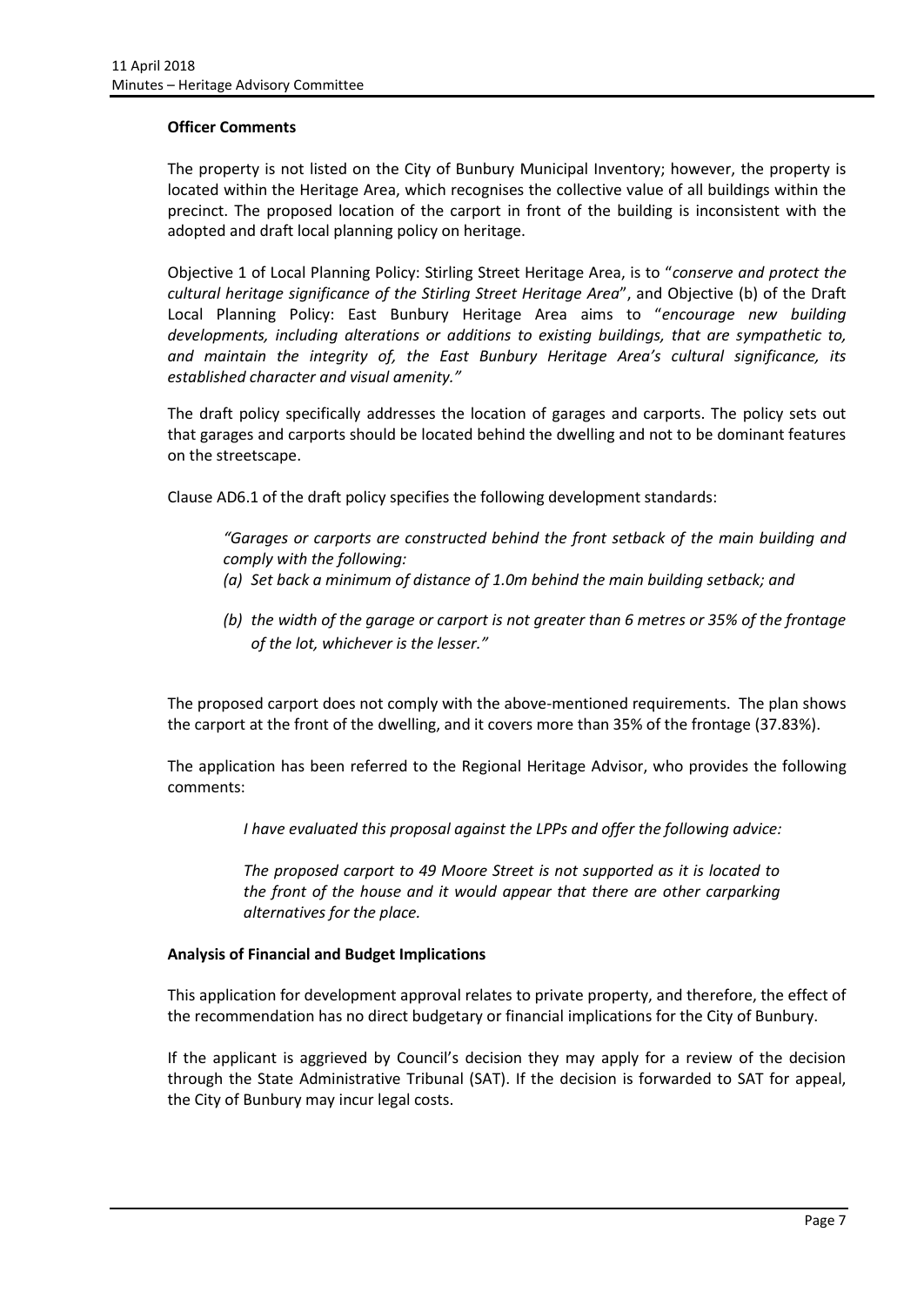**Officer Comments**

The property is not listed on the City of Bunbury Municipal Inventory; however, the property is located within the Heritage Area, which recognises the collective value of all buildings within the precinct. The proposed location of the carport in front of the building is inconsistent with the adopted and draft local planning policy on heritage.

Objective 1 of Local Planning Policy: Stirling Street Heritage Area, is to "*conserve and protect the cultural heritage significance of the Stirling Street Heritage Area*", and Objective (b) of the Draft Local Planning Policy: East Bunbury Heritage Area aims to "*encourage new building developments, including alterations or additions to existing buildings, that are sympathetic to, and maintain the integrity of, the East Bunbury Heritage Area's cultural significance, its established character and visual amenity."*

The draft policy specifically addresses the location of garages and carports. The policy sets out that garages and carports should be located behind the dwelling and not to be dominant features on the streetscape.

Clause AD6.1 of the draft policy specifies the following development standards:

> *"Garages or carports are constructed behind the front setback of the main building and comply with the following:*
>
> *(a) Set back a minimum of distance of 1.0m behind the main building setback; and*
>
> *(b) the width of the garage or carport is not greater than 6 metres or 35% of the frontage of the lot, whichever is the lesser."*

The proposed carport does not comply with the above-mentioned requirements. The plan shows the carport at the front of the dwelling, and it covers more than 35% of the frontage (37.83%).

The application has been referred to the Regional Heritage Advisor, who provides the following comments:

> *I have evaluated this proposal against the LPPs and offer the following advice:*
>
> *The proposed carport to 49 Moore Street is not supported as it is located to the front of the house and it would appear that there are other carparking alternatives for the place.*

**Analysis of Financial and Budget Implications**

This application for development approval relates to private property, and therefore, the effect of the recommendation has no direct budgetary or financial implications for the City of Bunbury.

If the applicant is aggrieved by Council's decision they may apply for a review of the decision through the State Administrative Tribunal (SAT). If the decision is forwarded to SAT for appeal, the City of Bunbury may incur legal costs.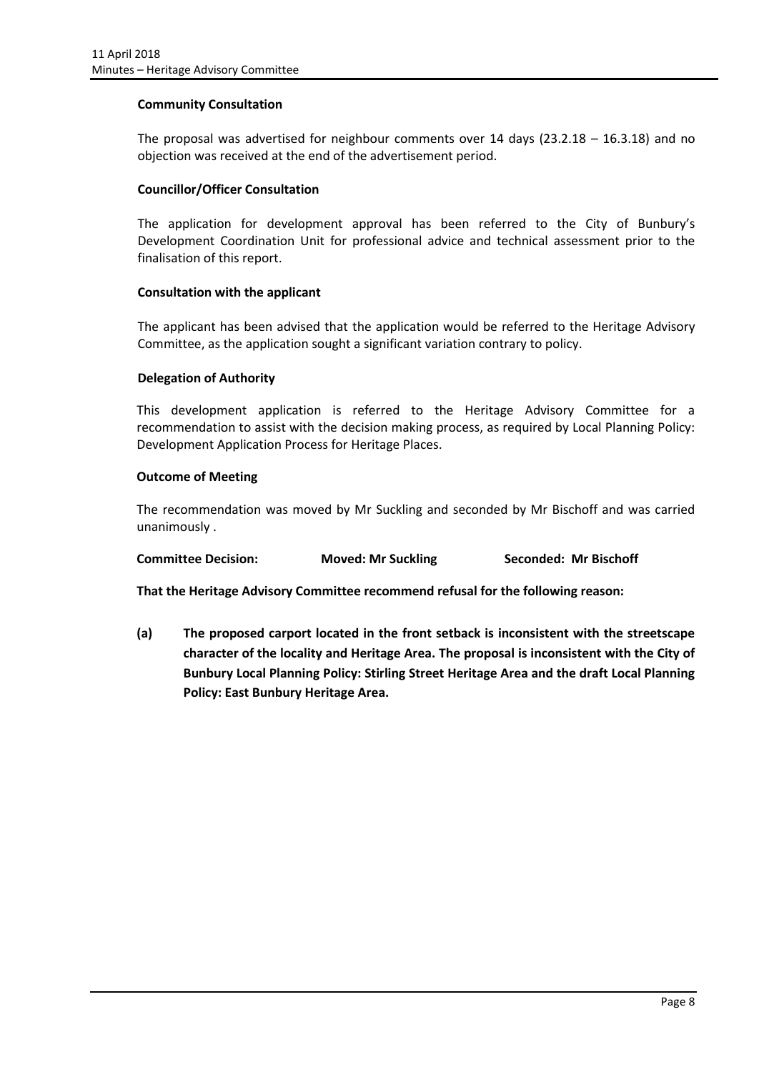**Community Consultation**

The proposal was advertised for neighbour comments over 14 days (23.2.18 – 16.3.18) and no objection was received at the end of the advertisement period.

**Councillor/Officer Consultation**

The application for development approval has been referred to the City of Bunbury's Development Coordination Unit for professional advice and technical assessment prior to the finalisation of this report.

**Consultation with the applicant**

The applicant has been advised that the application would be referred to the Heritage Advisory Committee, as the application sought a significant variation contrary to policy.

**Delegation of Authority**

This development application is referred to the Heritage Advisory Committee for a recommendation to assist with the decision making process, as required by Local Planning Policy: Development Application Process for Heritage Places.

**Outcome of Meeting**

The recommendation was moved by Mr Suckling and seconded by Mr Bischoff and was carried unanimously .

**Committee Decision:** **Moved: Mr Suckling** **Seconded: Mr Bischoff**

**That the Heritage Advisory Committee recommend refusal for the following reason:**

**(a) The proposed carport located in the front setback is inconsistent with the streetscape character of the locality and Heritage Area. The proposal is inconsistent with the City of Bunbury Local Planning Policy: Stirling Street Heritage Area and the draft Local Planning Policy: East Bunbury Heritage Area.**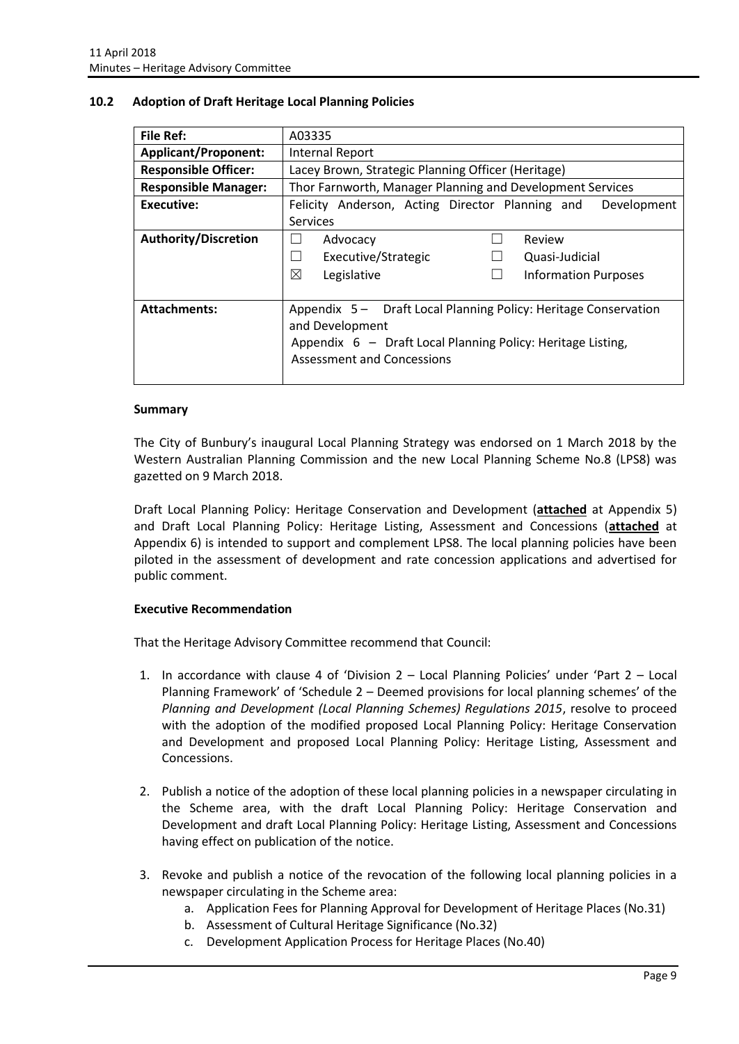## 10.2 Adoption of Draft Heritage Local Planning Policies

| | |
|---|---|
| **File Ref:** | A03335 |
| **Applicant/Proponent:** | Internal Report |
| **Responsible Officer:** | Lacey Brown, Strategic Planning Officer (Heritage) |
| **Responsible Manager:** | Thor Farnworth, Manager Planning and Development Services |
| **Executive:** | Felicity Anderson, Acting Director Planning and Development Services |
| **Authority/Discretion** | ☐ Advocacy ☐ Review<br>☐ Executive/Strategic ☐ Quasi-Judicial<br>☒ Legislative ☐ Information Purposes |
| **Attachments:** | Appendix 5 – Draft Local Planning Policy: Heritage Conservation and Development<br>Appendix 6 – Draft Local Planning Policy: Heritage Listing, Assessment and Concessions |

### Summary

The City of Bunbury's inaugural Local Planning Strategy was endorsed on 1 March 2018 by the Western Australian Planning Commission and the new Local Planning Scheme No.8 (LPS8) was gazetted on 9 March 2018.

Draft Local Planning Policy: Heritage Conservation and Development (**attached** at Appendix 5) and Draft Local Planning Policy: Heritage Listing, Assessment and Concessions (**attached** at Appendix 6) is intended to support and complement LPS8. The local planning policies have been piloted in the assessment of development and rate concession applications and advertised for public comment.

### Executive Recommendation

That the Heritage Advisory Committee recommend that Council:

1. In accordance with clause 4 of 'Division 2 – Local Planning Policies' under 'Part 2 – Local Planning Framework' of 'Schedule 2 – Deemed provisions for local planning schemes' of the *Planning and Development (Local Planning Schemes) Regulations 2015*, resolve to proceed with the adoption of the modified proposed Local Planning Policy: Heritage Conservation and Development and proposed Local Planning Policy: Heritage Listing, Assessment and Concessions.

2. Publish a notice of the adoption of these local planning policies in a newspaper circulating in the Scheme area, with the draft Local Planning Policy: Heritage Conservation and Development and draft Local Planning Policy: Heritage Listing, Assessment and Concessions having effect on publication of the notice.

3. Revoke and publish a notice of the revocation of the following local planning policies in a newspaper circulating in the Scheme area:
   a. Application Fees for Planning Approval for Development of Heritage Places (No.31)
   b. Assessment of Cultural Heritage Significance (No.32)
   c. Development Application Process for Heritage Places (No.40)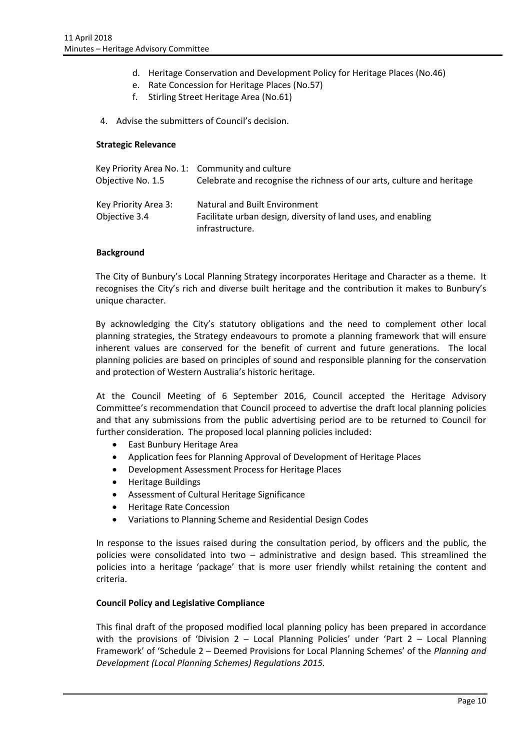d. Heritage Conservation and Development Policy for Heritage Places (No.46)
e. Rate Concession for Heritage Places (No.57)
f. Stirling Street Heritage Area (No.61)

4. Advise the submitters of Council's decision.

**Strategic Relevance**

| | |
|---|---|
| Key Priority Area No. 1: | Community and culture |
| Objective No. 1.5 | Celebrate and recognise the richness of our arts, culture and heritage |
| Key Priority Area 3: | Natural and Built Environment |
| Objective 3.4 | Facilitate urban design, diversity of land uses, and enabling infrastructure. |

**Background**

The City of Bunbury's Local Planning Strategy incorporates Heritage and Character as a theme. It recognises the City's rich and diverse built heritage and the contribution it makes to Bunbury's unique character.

By acknowledging the City's statutory obligations and the need to complement other local planning strategies, the Strategy endeavours to promote a planning framework that will ensure inherent values are conserved for the benefit of current and future generations. The local planning policies are based on principles of sound and responsible planning for the conservation and protection of Western Australia's historic heritage.

At the Council Meeting of 6 September 2016, Council accepted the Heritage Advisory Committee's recommendation that Council proceed to advertise the draft local planning policies and that any submissions from the public advertising period are to be returned to Council for further consideration. The proposed local planning policies included:

- East Bunbury Heritage Area
- Application fees for Planning Approval of Development of Heritage Places
- Development Assessment Process for Heritage Places
- Heritage Buildings
- Assessment of Cultural Heritage Significance
- Heritage Rate Concession
- Variations to Planning Scheme and Residential Design Codes

In response to the issues raised during the consultation period, by officers and the public, the policies were consolidated into two – administrative and design based. This streamlined the policies into a heritage 'package' that is more user friendly whilst retaining the content and criteria.

**Council Policy and Legislative Compliance**

This final draft of the proposed modified local planning policy has been prepared in accordance with the provisions of 'Division 2 – Local Planning Policies' under 'Part 2 – Local Planning Framework' of 'Schedule 2 – Deemed Provisions for Local Planning Schemes' of the *Planning and Development (Local Planning Schemes) Regulations 2015.*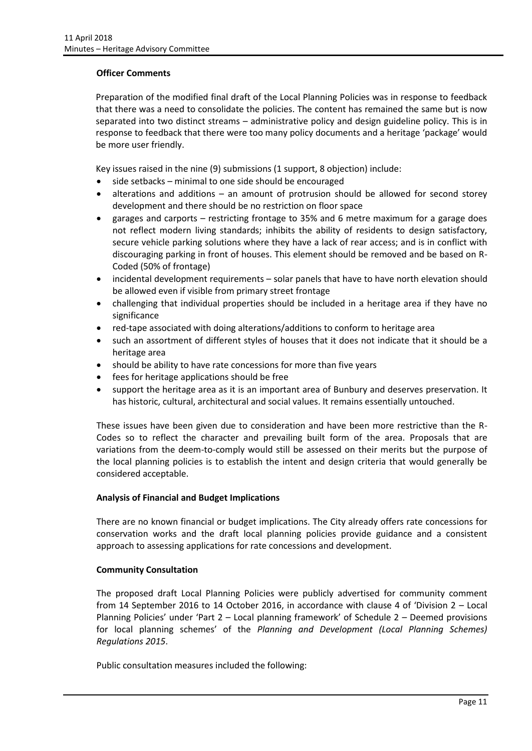**Officer Comments**

Preparation of the modified final draft of the Local Planning Policies was in response to feedback that there was a need to consolidate the policies. The content has remained the same but is now separated into two distinct streams – administrative policy and design guideline policy. This is in response to feedback that there were too many policy documents and a heritage 'package' would be more user friendly.

Key issues raised in the nine (9) submissions (1 support, 8 objection) include:

- side setbacks – minimal to one side should be encouraged
- alterations and additions – an amount of protrusion should be allowed for second storey development and there should be no restriction on floor space
- garages and carports – restricting frontage to 35% and 6 metre maximum for a garage does not reflect modern living standards; inhibits the ability of residents to design satisfactory, secure vehicle parking solutions where they have a lack of rear access; and is in conflict with discouraging parking in front of houses. This element should be removed and be based on R-Coded (50% of frontage)
- incidental development requirements – solar panels that have to have north elevation should be allowed even if visible from primary street frontage
- challenging that individual properties should be included in a heritage area if they have no significance
- red-tape associated with doing alterations/additions to conform to heritage area
- such an assortment of different styles of houses that it does not indicate that it should be a heritage area
- should be ability to have rate concessions for more than five years
- fees for heritage applications should be free
- support the heritage area as it is an important area of Bunbury and deserves preservation. It has historic, cultural, architectural and social values. It remains essentially untouched.

These issues have been given due to consideration and have been more restrictive than the R-Codes so to reflect the character and prevailing built form of the area. Proposals that are variations from the deem-to-comply would still be assessed on their merits but the purpose of the local planning policies is to establish the intent and design criteria that would generally be considered acceptable.

**Analysis of Financial and Budget Implications**

There are no known financial or budget implications. The City already offers rate concessions for conservation works and the draft local planning policies provide guidance and a consistent approach to assessing applications for rate concessions and development.

**Community Consultation**

The proposed draft Local Planning Policies were publicly advertised for community comment from 14 September 2016 to 14 October 2016, in accordance with clause 4 of 'Division 2 – Local Planning Policies' under 'Part 2 – Local planning framework' of Schedule 2 – Deemed provisions for local planning schemes' of the *Planning and Development (Local Planning Schemes) Regulations 2015*.

Public consultation measures included the following: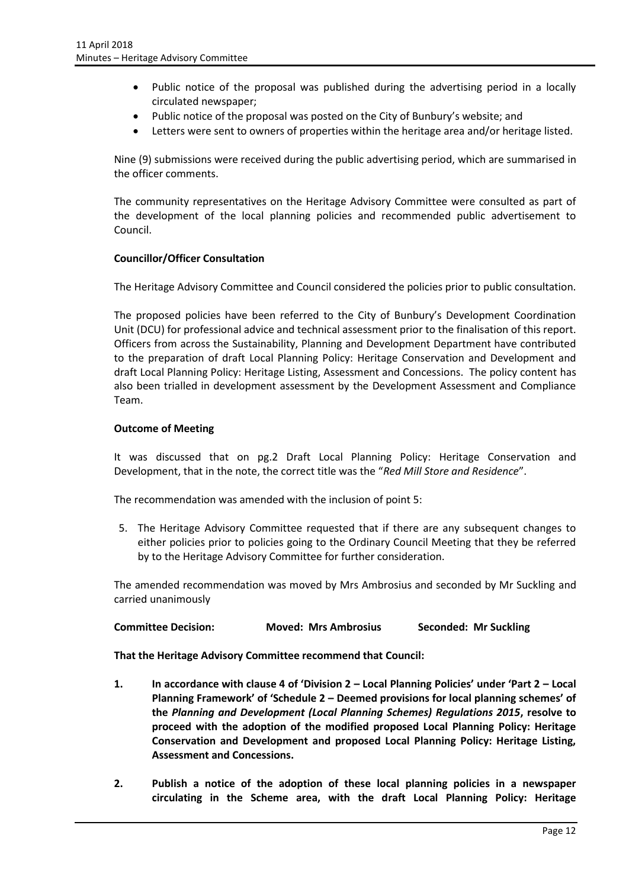- Public notice of the proposal was published during the advertising period in a locally circulated newspaper;
- Public notice of the proposal was posted on the City of Bunbury's website; and
- Letters were sent to owners of properties within the heritage area and/or heritage listed.

Nine (9) submissions were received during the public advertising period, which are summarised in the officer comments.

The community representatives on the Heritage Advisory Committee were consulted as part of the development of the local planning policies and recommended public advertisement to Council.

**Councillor/Officer Consultation**

The Heritage Advisory Committee and Council considered the policies prior to public consultation.

The proposed policies have been referred to the City of Bunbury's Development Coordination Unit (DCU) for professional advice and technical assessment prior to the finalisation of this report. Officers from across the Sustainability, Planning and Development Department have contributed to the preparation of draft Local Planning Policy: Heritage Conservation and Development and draft Local Planning Policy: Heritage Listing, Assessment and Concessions. The policy content has also been trialled in development assessment by the Development Assessment and Compliance Team.

**Outcome of Meeting**

It was discussed that on pg.2 Draft Local Planning Policy: Heritage Conservation and Development, that in the note, the correct title was the "*Red Mill Store and Residence*".

The recommendation was amended with the inclusion of point 5:

5. The Heritage Advisory Committee requested that if there are any subsequent changes to either policies prior to policies going to the Ordinary Council Meeting that they be referred by to the Heritage Advisory Committee for further consideration.

The amended recommendation was moved by Mrs Ambrosius and seconded by Mr Suckling and carried unanimously

**Committee Decision: Moved: Mrs Ambrosius Seconded: Mr Suckling**

**That the Heritage Advisory Committee recommend that Council:**

1. **In accordance with clause 4 of 'Division 2 – Local Planning Policies' under 'Part 2 – Local Planning Framework' of 'Schedule 2 – Deemed provisions for local planning schemes' of the *Planning and Development (Local Planning Schemes) Regulations 2015*, resolve to proceed with the adoption of the modified proposed Local Planning Policy: Heritage Conservation and Development and proposed Local Planning Policy: Heritage Listing, Assessment and Concessions.**

2. **Publish a notice of the adoption of these local planning policies in a newspaper circulating in the Scheme area, with the draft Local Planning Policy: Heritage**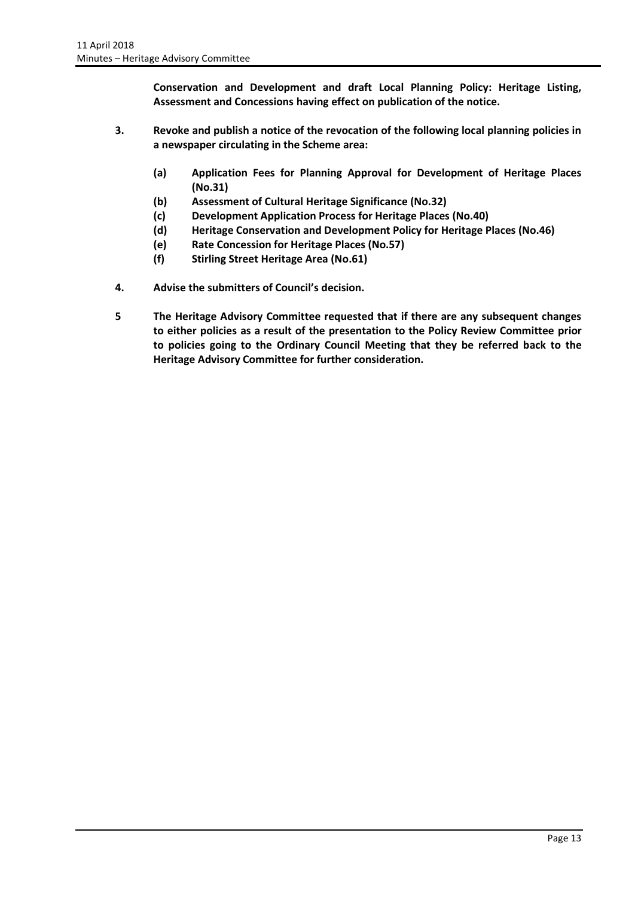**Conservation and Development and draft Local Planning Policy: Heritage Listing, Assessment and Concessions having effect on publication of the notice.**

**3. Revoke and publish a notice of the revocation of the following local planning policies in a newspaper circulating in the Scheme area:**

**(a) Application Fees for Planning Approval for Development of Heritage Places (No.31)**
**(b) Assessment of Cultural Heritage Significance (No.32)**
**(c) Development Application Process for Heritage Places (No.40)**
**(d) Heritage Conservation and Development Policy for Heritage Places (No.46)**
**(e) Rate Concession for Heritage Places (No.57)**
**(f) Stirling Street Heritage Area (No.61)**

**4. Advise the submitters of Council's decision.**

**5 The Heritage Advisory Committee requested that if there are any subsequent changes to either policies as a result of the presentation to the Policy Review Committee prior to policies going to the Ordinary Council Meeting that they be referred back to the Heritage Advisory Committee for further consideration.**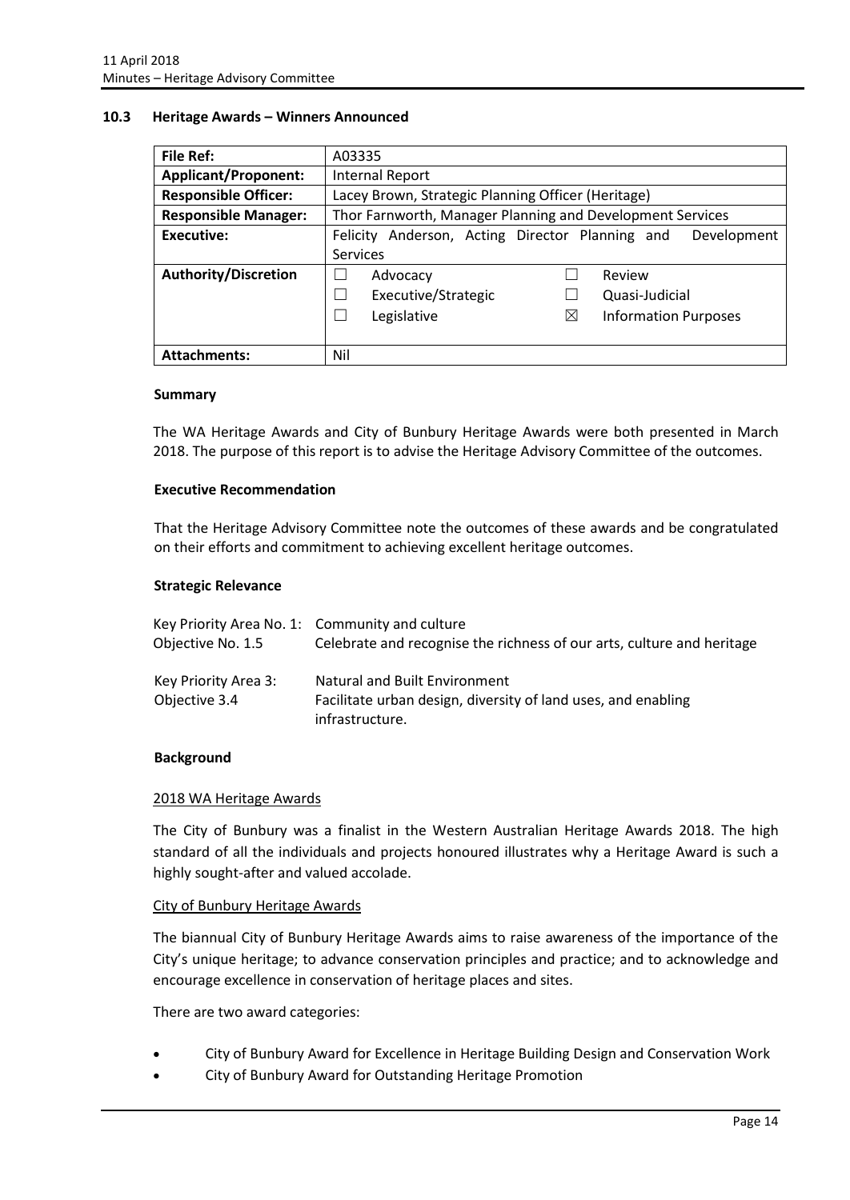### 10.3 Heritage Awards – Winners Announced

| | |
|---|---|
| **File Ref:** | A03335 |
| **Applicant/Proponent:** | Internal Report |
| **Responsible Officer:** | Lacey Brown, Strategic Planning Officer (Heritage) |
| **Responsible Manager:** | Thor Farnworth, Manager Planning and Development Services |
| **Executive:** | Felicity Anderson, Acting Director Planning and Development Services |
| **Authority/Discretion** | ☐ Advocacy ☐ Review<br>☐ Executive/Strategic ☐ Quasi-Judicial<br>☐ Legislative ☒ Information Purposes |
| **Attachments:** | Nil |

**Summary**

The WA Heritage Awards and City of Bunbury Heritage Awards were both presented in March 2018. The purpose of this report is to advise the Heritage Advisory Committee of the outcomes.

**Executive Recommendation**

That the Heritage Advisory Committee note the outcomes of these awards and be congratulated on their efforts and commitment to achieving excellent heritage outcomes.

**Strategic Relevance**

| | |
|---|---|
| Key Priority Area No. 1: | Community and culture |
| Objective No. 1.5 | Celebrate and recognise the richness of our arts, culture and heritage |
| Key Priority Area 3: | Natural and Built Environment |
| Objective 3.4 | Facilitate urban design, diversity of land uses, and enabling infrastructure. |

**Background**

2018 WA Heritage Awards

The City of Bunbury was a finalist in the Western Australian Heritage Awards 2018. The high standard of all the individuals and projects honoured illustrates why a Heritage Award is such a highly sought-after and valued accolade.

City of Bunbury Heritage Awards

The biannual City of Bunbury Heritage Awards aims to raise awareness of the importance of the City's unique heritage; to advance conservation principles and practice; and to acknowledge and encourage excellence in conservation of heritage places and sites.

There are two award categories:

- City of Bunbury Award for Excellence in Heritage Building Design and Conservation Work
- City of Bunbury Award for Outstanding Heritage Promotion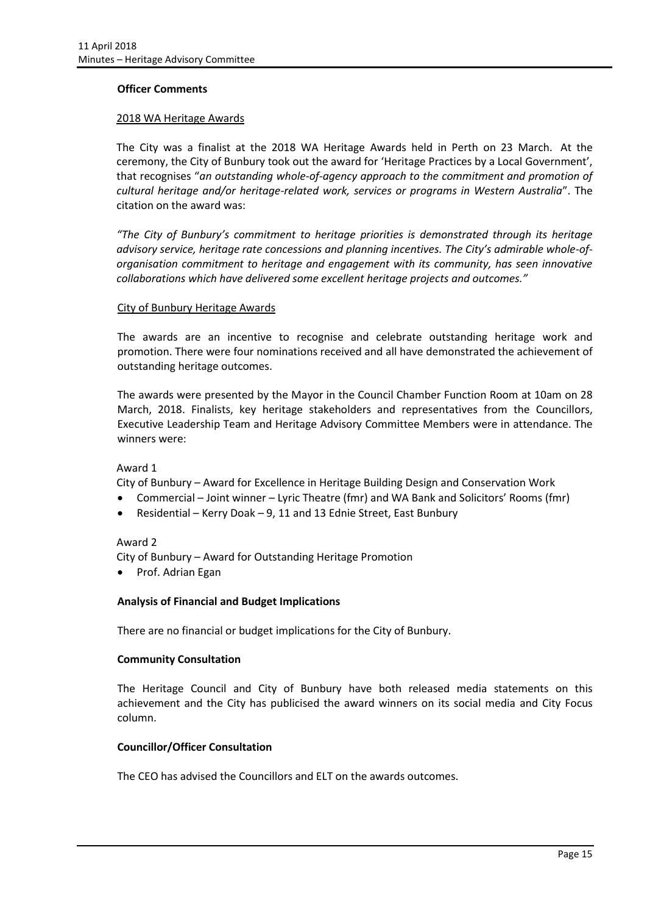**Officer Comments**

2018 WA Heritage Awards

The City was a finalist at the 2018 WA Heritage Awards held in Perth on 23 March. At the ceremony, the City of Bunbury took out the award for 'Heritage Practices by a Local Government', that recognises "*an outstanding whole-of-agency approach to the commitment and promotion of cultural heritage and/or heritage-related work, services or programs in Western Australia*". The citation on the award was:

*"The City of Bunbury's commitment to heritage priorities is demonstrated through its heritage advisory service, heritage rate concessions and planning incentives. The City's admirable whole-of-organisation commitment to heritage and engagement with its community, has seen innovative collaborations which have delivered some excellent heritage projects and outcomes."*

City of Bunbury Heritage Awards

The awards are an incentive to recognise and celebrate outstanding heritage work and promotion. There were four nominations received and all have demonstrated the achievement of outstanding heritage outcomes.

The awards were presented by the Mayor in the Council Chamber Function Room at 10am on 28 March, 2018. Finalists, key heritage stakeholders and representatives from the Councillors, Executive Leadership Team and Heritage Advisory Committee Members were in attendance. The winners were:

Award 1

City of Bunbury – Award for Excellence in Heritage Building Design and Conservation Work

- Commercial – Joint winner – Lyric Theatre (fmr) and WA Bank and Solicitors' Rooms (fmr)
- Residential – Kerry Doak – 9, 11 and 13 Ednie Street, East Bunbury

Award 2

City of Bunbury – Award for Outstanding Heritage Promotion

- Prof. Adrian Egan

**Analysis of Financial and Budget Implications**

There are no financial or budget implications for the City of Bunbury.

**Community Consultation**

The Heritage Council and City of Bunbury have both released media statements on this achievement and the City has publicised the award winners on its social media and City Focus column.

**Councillor/Officer Consultation**

The CEO has advised the Councillors and ELT on the awards outcomes.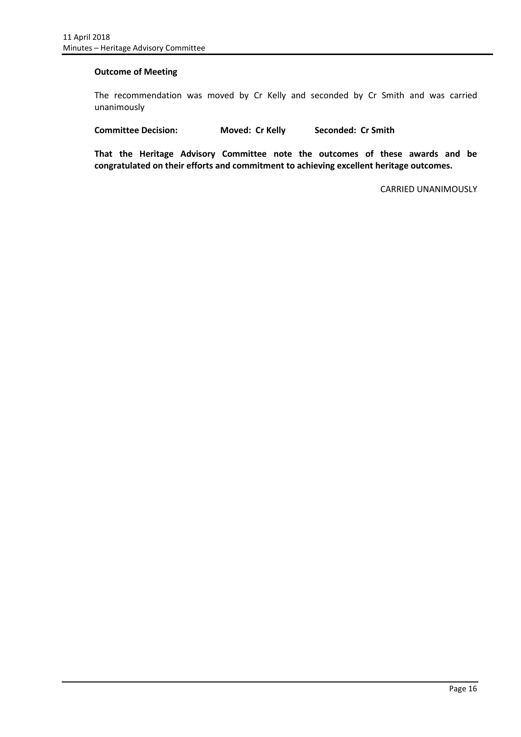**Outcome of Meeting**

The recommendation was moved by Cr Kelly and seconded by Cr Smith and was carried unanimously

**Committee Decision: Moved: Cr Kelly Seconded: Cr Smith**

**That the Heritage Advisory Committee note the outcomes of these awards and be congratulated on their efforts and commitment to achieving excellent heritage outcomes.**

CARRIED UNANIMOUSLY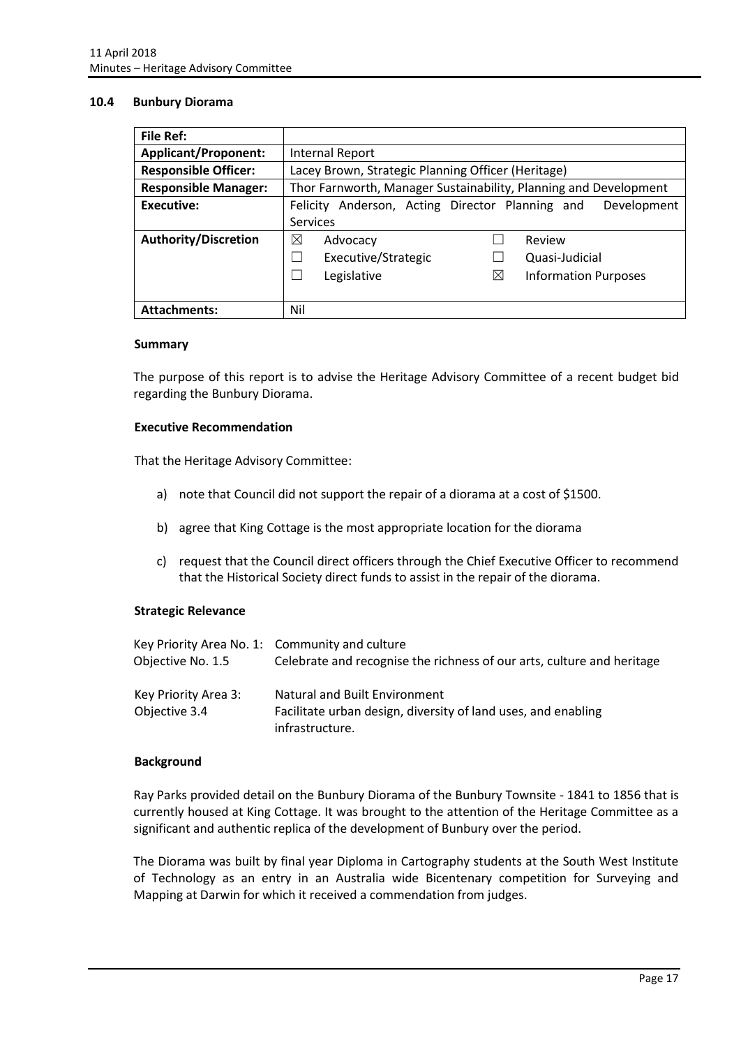## 10.4 Bunbury Diorama

| | |
|---|---|
| **File Ref:** | |
| **Applicant/Proponent:** | Internal Report |
| **Responsible Officer:** | Lacey Brown, Strategic Planning Officer (Heritage) |
| **Responsible Manager:** | Thor Farnworth, Manager Sustainability, Planning and Development |
| **Executive:** | Felicity Anderson, Acting Director Planning and Development Services |
| **Authority/Discretion** | ☒ Advocacy ☐ Review<br>☐ Executive/Strategic ☐ Quasi-Judicial<br>☐ Legislative ☒ Information Purposes |
| **Attachments:** | Nil |

### Summary

The purpose of this report is to advise the Heritage Advisory Committee of a recent budget bid regarding the Bunbury Diorama.

### Executive Recommendation

That the Heritage Advisory Committee:

a) note that Council did not support the repair of a diorama at a cost of $1500.

b) agree that King Cottage is the most appropriate location for the diorama

c) request that the Council direct officers through the Chief Executive Officer to recommend that the Historical Society direct funds to assist in the repair of the diorama.

### Strategic Relevance

| | |
|---|---|
| Key Priority Area No. 1: | Community and culture |
| Objective No. 1.5 | Celebrate and recognise the richness of our arts, culture and heritage |
| Key Priority Area 3: | Natural and Built Environment |
| Objective 3.4 | Facilitate urban design, diversity of land uses, and enabling infrastructure. |

### Background

Ray Parks provided detail on the Bunbury Diorama of the Bunbury Townsite - 1841 to 1856 that is currently housed at King Cottage. It was brought to the attention of the Heritage Committee as a significant and authentic replica of the development of Bunbury over the period.

The Diorama was built by final year Diploma in Cartography students at the South West Institute of Technology as an entry in an Australia wide Bicentenary competition for Surveying and Mapping at Darwin for which it received a commendation from judges.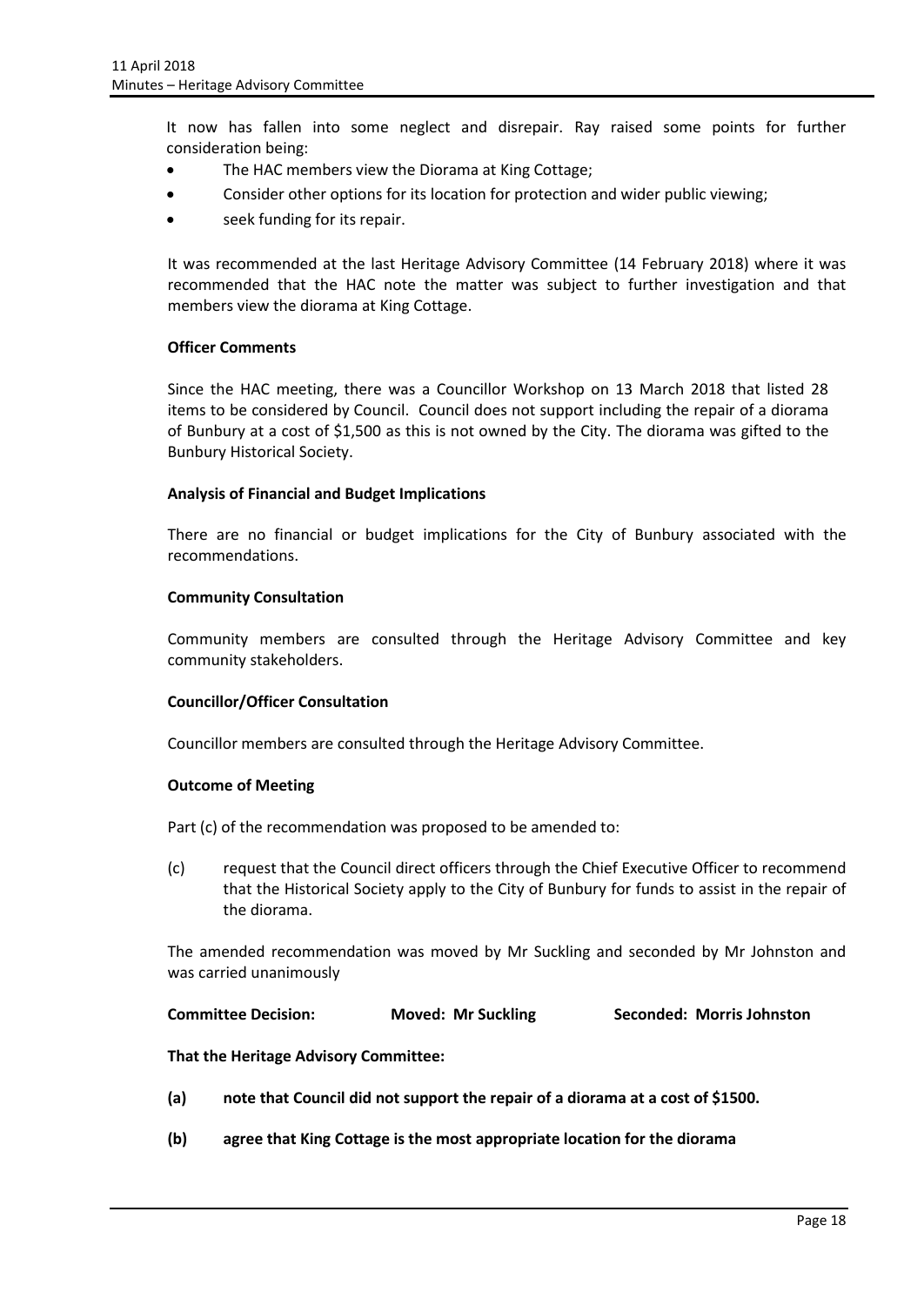It now has fallen into some neglect and disrepair. Ray raised some points for further consideration being:

- The HAC members view the Diorama at King Cottage;
- Consider other options for its location for protection and wider public viewing;
- seek funding for its repair.

It was recommended at the last Heritage Advisory Committee (14 February 2018) where it was recommended that the HAC note the matter was subject to further investigation and that members view the diorama at King Cottage.

**Officer Comments**

Since the HAC meeting, there was a Councillor Workshop on 13 March 2018 that listed 28 items to be considered by Council. Council does not support including the repair of a diorama of Bunbury at a cost of $1,500 as this is not owned by the City. The diorama was gifted to the Bunbury Historical Society.

**Analysis of Financial and Budget Implications**

There are no financial or budget implications for the City of Bunbury associated with the recommendations.

**Community Consultation**

Community members are consulted through the Heritage Advisory Committee and key community stakeholders.

**Councillor/Officer Consultation**

Councillor members are consulted through the Heritage Advisory Committee.

**Outcome of Meeting**

Part (c) of the recommendation was proposed to be amended to:

(c) request that the Council direct officers through the Chief Executive Officer to recommend that the Historical Society apply to the City of Bunbury for funds to assist in the repair of the diorama.

The amended recommendation was moved by Mr Suckling and seconded by Mr Johnston and was carried unanimously

**Committee Decision:** **Moved: Mr Suckling** **Seconded: Morris Johnston**

**That the Heritage Advisory Committee:**

**(a) note that Council did not support the repair of a diorama at a cost of $1500.**

**(b) agree that King Cottage is the most appropriate location for the diorama**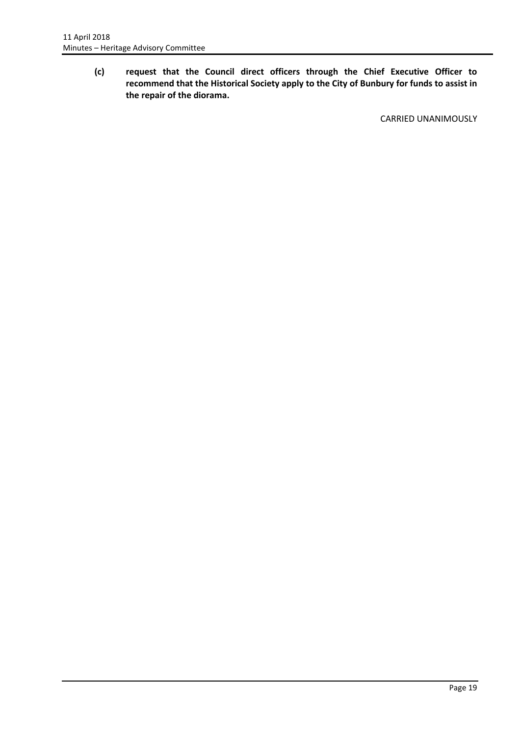**(c) request that the Council direct officers through the Chief Executive Officer to recommend that the Historical Society apply to the City of Bunbury for funds to assist in the repair of the diorama.**

CARRIED UNANIMOUSLY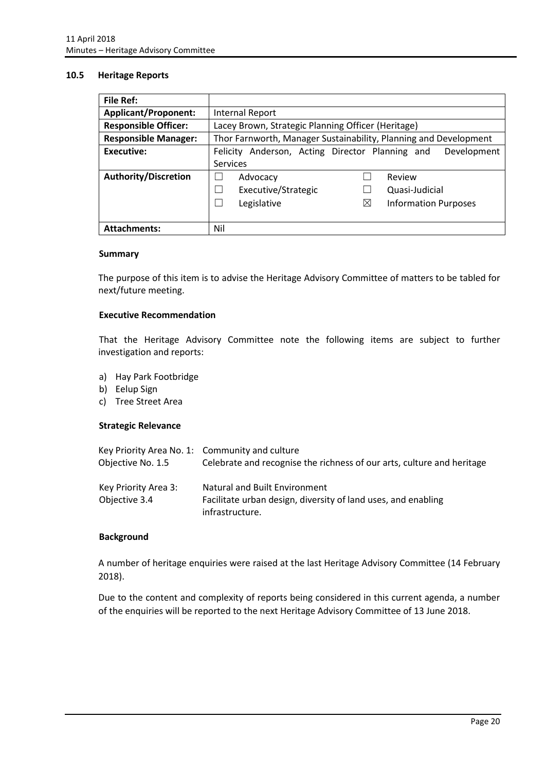## 10.5 Heritage Reports

| | |
|---|---|
| **File Ref:** | |
| **Applicant/Proponent:** | Internal Report |
| **Responsible Officer:** | Lacey Brown, Strategic Planning Officer (Heritage) |
| **Responsible Manager:** | Thor Farnworth, Manager Sustainability, Planning and Development |
| **Executive:** | Felicity Anderson, Acting Director Planning and Development Services |
| **Authority/Discretion** | ☐ Advocacy ☐ Review<br>☐ Executive/Strategic ☐ Quasi-Judicial<br>☐ Legislative ☒ Information Purposes |
| **Attachments:** | Nil |

### Summary

The purpose of this item is to advise the Heritage Advisory Committee of matters to be tabled for next/future meeting.

### Executive Recommendation

That the Heritage Advisory Committee note the following items are subject to further investigation and reports:

a) Hay Park Footbridge
b) Eelup Sign
c) Tree Street Area

### Strategic Relevance

| | |
|---|---|
| Key Priority Area No. 1: | Community and culture |
| Objective No. 1.5 | Celebrate and recognise the richness of our arts, culture and heritage |
| Key Priority Area 3: | Natural and Built Environment |
| Objective 3.4 | Facilitate urban design, diversity of land uses, and enabling infrastructure. |

### Background

A number of heritage enquiries were raised at the last Heritage Advisory Committee (14 February 2018).

Due to the content and complexity of reports being considered in this current agenda, a number of the enquiries will be reported to the next Heritage Advisory Committee of 13 June 2018.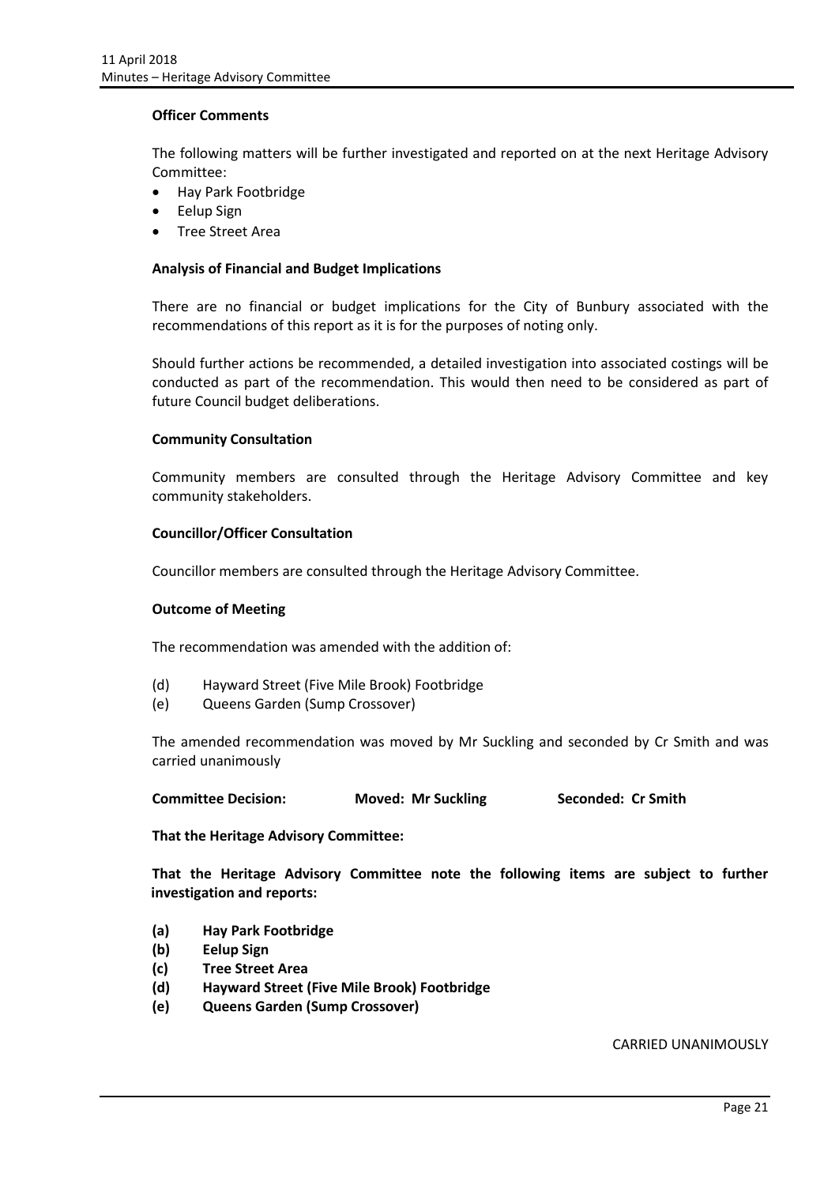**Officer Comments**

The following matters will be further investigated and reported on at the next Heritage Advisory Committee:

- Hay Park Footbridge
- Eelup Sign
- Tree Street Area

**Analysis of Financial and Budget Implications**

There are no financial or budget implications for the City of Bunbury associated with the recommendations of this report as it is for the purposes of noting only.

Should further actions be recommended, a detailed investigation into associated costings will be conducted as part of the recommendation. This would then need to be considered as part of future Council budget deliberations.

**Community Consultation**

Community members are consulted through the Heritage Advisory Committee and key community stakeholders.

**Councillor/Officer Consultation**

Councillor members are consulted through the Heritage Advisory Committee.

**Outcome of Meeting**

The recommendation was amended with the addition of:

(d) Hayward Street (Five Mile Brook) Footbridge
(e) Queens Garden (Sump Crossover)

The amended recommendation was moved by Mr Suckling and seconded by Cr Smith and was carried unanimously

**Committee Decision:** **Moved: Mr Suckling** **Seconded: Cr Smith**

**That the Heritage Advisory Committee:**

**That the Heritage Advisory Committee note the following items are subject to further investigation and reports:**

**(a) Hay Park Footbridge**
**(b) Eelup Sign**
**(c) Tree Street Area**
**(d) Hayward Street (Five Mile Brook) Footbridge**
**(e) Queens Garden (Sump Crossover)**

CARRIED UNANIMOUSLY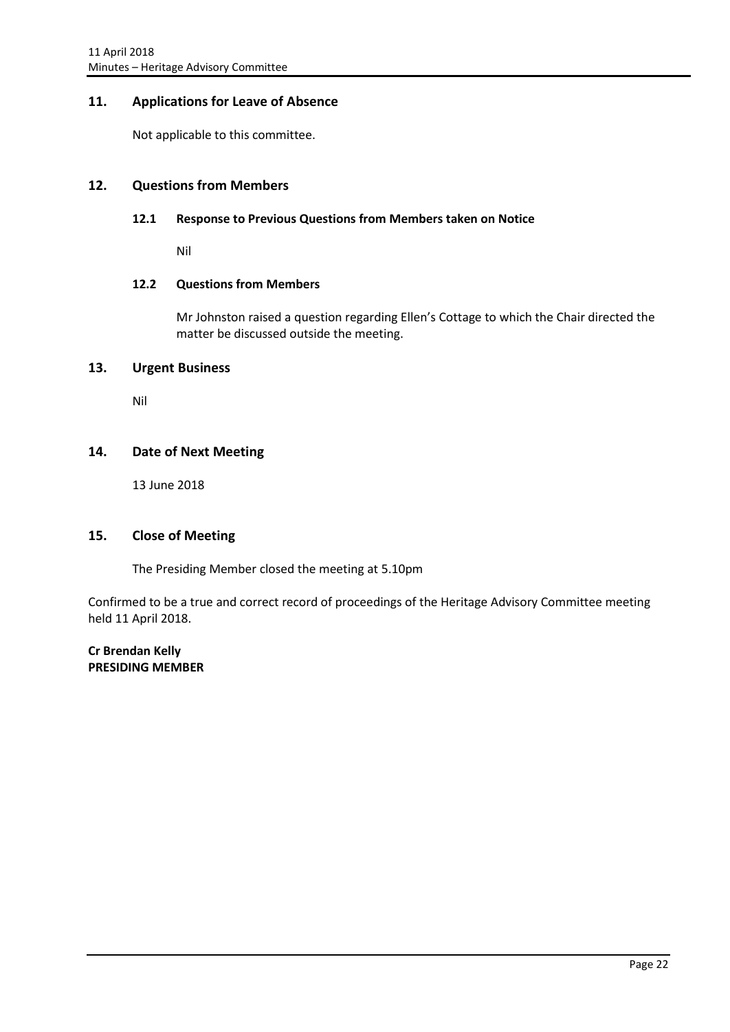## 11. Applications for Leave of Absence

Not applicable to this committee.

## 12. Questions from Members

### 12.1 Response to Previous Questions from Members taken on Notice

Nil

### 12.2 Questions from Members

Mr Johnston raised a question regarding Ellen's Cottage to which the Chair directed the matter be discussed outside the meeting.

## 13. Urgent Business

Nil

## 14. Date of Next Meeting

13 June 2018

## 15. Close of Meeting

The Presiding Member closed the meeting at 5.10pm

Confirmed to be a true and correct record of proceedings of the Heritage Advisory Committee meeting held 11 April 2018.

**Cr Brendan Kelly**
**PRESIDING MEMBER**